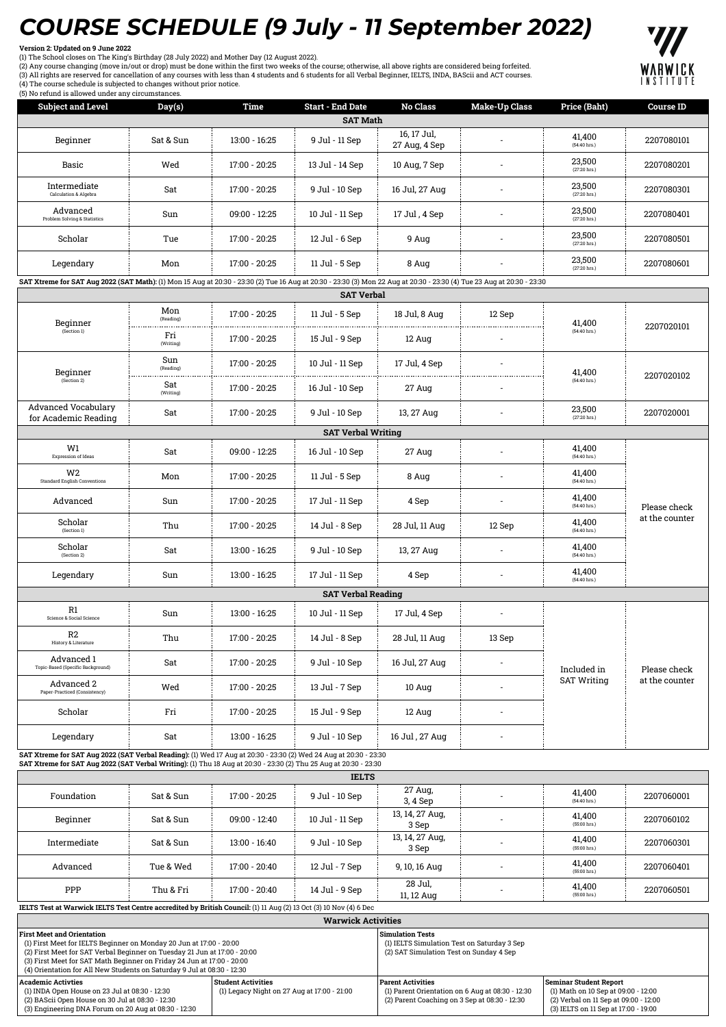# COURSE SCHEDULE (9 July - 11 September 2022)

**Version 2: Updated on 9 June 2022**

(1) The School closes on The King's Birthday (28 July 2022) and Mother Day (12 August 2022).
(2) Any course changing (move in/out or drop) must be done within the first two weeks of the course; otherwise, all above rights are considered being forfeited.
(3) All rights are reserved for cancellation of any courses with less than 4 students and 6 students for all Verbal Beginner, IELTS, INDA, BAScii and ACT courses.
(4) The course schedule is subjected to changes without prior notice.
(5) No refund is allowed under any circumstances.

WARWICK INSTITUTE

| Subject and Level | Day(s) | Time | Start - End Date | No Class | Make-Up Class | Price (Baht) | Course ID |
|---|---|---|---|---|---|---|---|
| **SAT Math** | | | | | | | |
| Beginner | Sat & Sun | 13:00 - 16:25 | 9 Jul - 11 Sep | 16, 17 Jul, 27 Aug, 4 Sep | - | 41,400 (54:40 hrs.) | 2207080101 |
| Basic | Wed | 17:00 - 20:25 | 13 Jul - 14 Sep | 10 Aug, 7 Sep | - | 23,500 (27:20 hrs.) | 2207080201 |
| Intermediate (Calculation & Algebra) | Sat | 17:00 - 20:25 | 9 Jul - 10 Sep | 16 Jul, 27 Aug | - | 23,500 (27:20 hrs.) | 2207080301 |
| Advanced (Problem Solving & Statistics) | Sun | 09:00 - 12:25 | 10 Jul - 11 Sep | 17 Jul , 4 Sep | - | 23,500 (27:20 hrs.) | 2207080401 |
| Scholar | Tue | 17:00 - 20:25 | 12 Jul - 6 Sep | 9 Aug | - | 23,500 (27:20 hrs.) | 2207080501 |
| Legendary | Mon | 17:00 - 20:25 | 11 Jul - 5 Sep | 8 Aug | - | 23,500 (27:20 hrs.) | 2207080601 |

**SAT Xtreme for SAT Aug 2022 (SAT Math):** (1) Mon 15 Aug at 20:30 - 23:30 (2) Tue 16 Aug at 20:30 - 23:30 (3) Mon 22 Aug at 20:30 - 23:30 (4) Tue 23 Aug at 20:30 - 23:30

| Subject and Level | Day(s) | Time | Start - End Date | No Class | Make-Up Class | Price (Baht) | Course ID |
|---|---|---|---|---|---|---|---|
| **SAT Verbal** | | | | | | | |
| Beginner (Section 1) | Mon (Reading) | 17:00 - 20:25 | 11 Jul - 5 Sep | 18 Jul, 8 Aug | 12 Sep | 41,400 (54:40 hrs.) | 2207020101 |
| | Fri (Writing) | 17:00 - 20:25 | 15 Jul - 9 Sep | 12 Aug | - | | |
| Beginner (Section 2) | Sun (Reading) | 17:00 - 20:25 | 10 Jul - 11 Sep | 17 Jul, 4 Sep | - | 41,400 (54:40 hrs.) | 2207020102 |
| | Sat (Writing) | 17:00 - 20:25 | 16 Jul - 10 Sep | 27 Aug | - | | |
| Advanced Vocabulary for Academic Reading | Sat | 17:00 - 20:25 | 9 Jul - 10 Sep | 13, 27 Aug | - | 23,500 (27:20 hrs.) | 2207020001 |
| **SAT Verbal Writing** | | | | | | | |
| W1 (Expression of Ideas) | Sat | 09:00 - 12:25 | 16 Jul - 10 Sep | 27 Aug | - | 41,400 (54:40 hrs.) | Please check at the counter |
| W2 (Standard English Conventions) | Mon | 17:00 - 20:25 | 11 Jul - 5 Sep | 8 Aug | - | 41,400 (54:40 hrs.) | |
| Advanced | Sun | 17:00 - 20:25 | 17 Jul - 11 Sep | 4 Sep | - | 41,400 (54:40 hrs.) | |
| Scholar (Section 1) | Thu | 17:00 - 20:25 | 14 Jul - 8 Sep | 28 Jul, 11 Aug | 12 Sep | 41,400 (54:40 hrs.) | |
| Scholar (Section 2) | Sat | 13:00 - 16:25 | 9 Jul - 10 Sep | 13, 27 Aug | - | 41,400 (54:40 hrs.) | |
| Legendary | Sun | 13:00 - 16:25 | 17 Jul - 11 Sep | 4 Sep | - | 41,400 (54:40 hrs.) | |
| **SAT Verbal Reading** | | | | | | | |
| R1 (Science & Social Science) | Sun | 13:00 - 16:25 | 10 Jul - 11 Sep | 17 Jul, 4 Sep | - | Included in SAT Writing | Please check at the counter |
| R2 (History & Literature) | Thu | 17:00 - 20:25 | 14 Jul - 8 Sep | 28 Jul, 11 Aug | 13 Sep | | |
| Advanced 1 (Topic-Based (Specific Background)) | Sat | 17:00 - 20:25 | 9 Jul - 10 Sep | 16 Jul, 27 Aug | - | | |
| Advanced 2 (Paper-Practiced (Consistency)) | Wed | 17:00 - 20:25 | 13 Jul - 7 Sep | 10 Aug | - | | |
| Scholar | Fri | 17:00 - 20:25 | 15 Jul - 9 Sep | 12 Aug | - | | |
| Legendary | Sat | 13:00 - 16:25 | 9 Jul - 10 Sep | 16 Jul , 27 Aug | - | | |

**SAT Xtreme for SAT Aug 2022 (SAT Verbal Reading):** (1) Wed 17 Aug at 20:30 - 23:30 (2) Wed 24 Aug at 20:30 - 23:30
**SAT Xtreme for SAT Aug 2022 (SAT Verbal Writing):** (1) Thu 18 Aug at 20:30 - 23:30 (2) Thu 25 Aug at 20:30 - 23:30

| Subject and Level | Day(s) | Time | Start - End Date | No Class | Make-Up Class | Price (Baht) | Course ID |
|---|---|---|---|---|---|---|---|
| **IELTS** | | | | | | | |
| Foundation | Sat & Sun | 17:00 - 20:25 | 9 Jul - 10 Sep | 27 Aug, 3, 4 Sep | - | 41,400 (54:40 hrs.) | 2207060001 |
| Beginner | Sat & Sun | 09:00 - 12:40 | 10 Jul - 11 Sep | 13, 14, 27 Aug, 3 Sep | - | 41,400 (55:00 hrs.) | 2207060102 |
| Intermediate | Sat & Sun | 13:00 - 16:40 | 9 Jul - 10 Sep | 13, 14, 27 Aug, 3 Sep | - | 41,400 (55:00 hrs.) | 2207060301 |
| Advanced | Tue & Wed | 17:00 - 20:40 | 12 Jul - 7 Sep | 9, 10, 16 Aug | - | 41,400 (55:00 hrs.) | 2207060401 |
| PPP | Thu & Fri | 17:00 - 20:40 | 14 Jul - 9 Sep | 28 Jul, 11, 12 Aug | - | 41,400 (55:00 hrs.) | 2207060501 |

**IELTS Test at Warwick IELTS Test Centre accredited by British Council:** (1) 11 Aug (2) 13 Oct (3) 10 Nov (4) 6 Dec

## Warwick Activities

**First Meet and Orientation**
(1) First Meet for IELTS Beginner on Monday 20 Jun at 17:00 - 20:00
(2) First Meet for SAT Verbal Beginner on Tuesday 21 Jun at 17:00 - 20:00
(3) First Meet for SAT Math Beginner on Friday 24 Jun at 17:00 - 20:00
(4) Orientation for All New Students on Saturday 9 Jul at 08:30 - 12:30

**Simulation Tests**
(1) IELTS Simulation Test on Saturday 3 Sep
(2) SAT Simulation Test on Sunday 4 Sep

**Academic Activties**
(1) INDA Open House on 23 Jul at 08:30 - 12:30
(2) BAScii Open House on 30 Jul at 08:30 - 12:30
(3) Engineering DNA Forum on 20 Aug at 08:30 - 12:30

**Student Activities**
(1) Legacy Night on 27 Aug at 17:00 - 21:00

**Parent Activities**
(1) Parent Orientation on 6 Aug at 08:30 - 12:30
(2) Parent Coaching on 3 Sep at 08:30 - 12:30

**Seminar Student Report**
(1) Math on 10 Sep at 09:00 - 12:00
(2) Verbal on 11 Sep at 09:00 - 12:00
(3) IELTS on 11 Sep at 17:00 - 19:00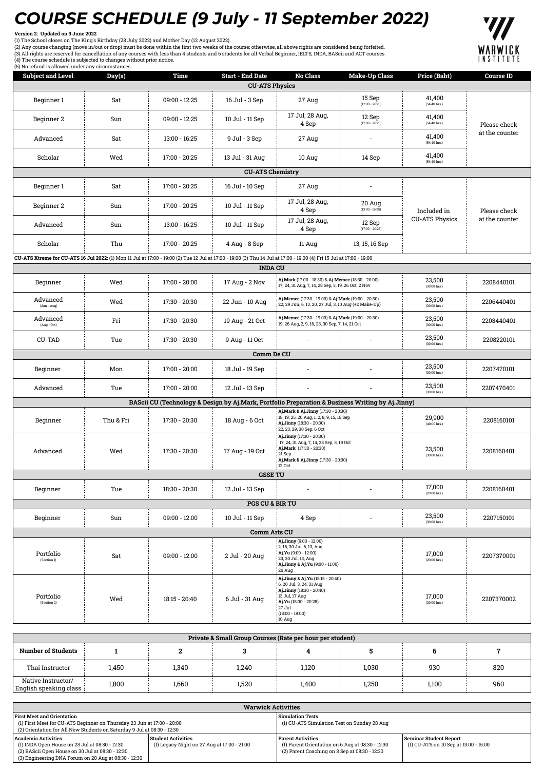# COURSE SCHEDULE (9 July - 11 September 2022)

**Version 2: Updated on 9 June 2022**

(1) The School closes on The King's Birthday (28 July 2022) and Mother Day (12 August 2022).
(2) Any course changing (move in/out or drop) must be done within the first two weeks of the course; otherwise, all above rights are considered being forfeited.
(3) All rights are reserved for cancellation of any courses with less than 4 students and 6 students for all Verbal Beginner, IELTS, INDA, BASci and ACT courses.
(4) The course schedule is subjected to changes without prior notice.
(5) No refund is allowed under any circumstances.

WARWICK INSTITUTE

| Subject and Level | Day(s) | Time | Start - End Date | No Class | Make-Up Class | Price (Baht) | Course ID |
|---|---|---|---|---|---|---|---|
| **CU-ATS Physics** | | | | | | | |
| Beginner 1 | Sat | 09:00 - 12:25 | 16 Jul - 3 Sep | 27 Aug | 15 Sep (17:00 - 20:25) | 41,400 (54:40 hrs.) | Please check at the counter |
| Beginner 2 | Sun | 09:00 - 12:25 | 10 Jul - 11 Sep | 17 Jul, 28 Aug, 4 Sep | 12 Sep (17:00 - 20:25) | 41,400 (54:40 hrs.) | Please check at the counter |
| Advanced | Sat | 13:00 - 16:25 | 9 Jul - 3 Sep | 27 Aug | - | 41,400 (54:40 hrs.) | Please check at the counter |
| Scholar | Wed | 17:00 - 20:25 | 13 Jul - 31 Aug | 10 Aug | 14 Sep | 41,400 (54:40 hrs.) | Please check at the counter |
| **CU-ATS Chemistry** | | | | | | | |
| Beginner 1 | Sat | 17:00 - 20:25 | 16 Jul - 10 Sep | 27 Aug | - | Included in CU-ATS Physics | Please check at the counter |
| Beginner 2 | Sun | 17:00 - 20:25 | 10 Jul - 11 Sep | 17 Jul, 28 Aug, 4 Sep | 20 Aug (13:00 - 16:25) | Included in CU-ATS Physics | Please check at the counter |
| Advanced | Sun | 13:00 - 16:25 | 10 Jul - 11 Sep | 17 Jul, 28 Aug, 4 Sep | 12 Sep (17:00 - 20:25) | Included in CU-ATS Physics | Please check at the counter |
| Scholar | Thu | 17:00 - 20:25 | 4 Aug - 8 Sep | 11 Aug | 13, 15, 16 Sep | Included in CU-ATS Physics | Please check at the counter |
| **CU-ATS Xtreme for CU-ATS 16 Jul 2022:** (1) Mon 11 Jul at 17:00 - 19:00 (2) Tue 12 Jul at 17:00 - 19:00 (3) Thu 14 Jul at 17:00 - 19:00 (4) Fri 15 Jul at 17:00 - 19:00 | | | | | | | |
| **INDA CU** | | | | | | | |
| Beginner | Wed | 17:00 - 20:00 | 17 Aug - 2 Nov | **Aj.Mark** (17:00 - 18:30) & **Aj.Memee** (18:30 - 20:00) 17, 24, 31 Aug, 7, 14, 28 Sep, 5, 19, 26 Oct, 2 Nov | | 23,500 (30:00 hrs.) | 2208440101 |
| Advanced (Jun - Aug) | Wed | 17:30 - 20:30 | 22 Jun - 10 Aug | **Aj.Memee** (17:30 - 19:00) & **Aj.Mark** (19:00 - 20:30) 22, 29 Jun, 6, 13, 20, 27 Jul, 3, 10 Aug (+2 Make-Up) | | 23,500 (30:00 hrs.) | 2206440401 |
| Advanced (Aug - Oct) | Fri | 17:30 - 20:30 | 19 Aug - 21 Oct | **Aj.Memee** (17:30 - 19:00) & **Aj.Mark** (19:00 - 20:30) 19, 26 Aug, 2, 9, 16, 23, 30 Sep, 7, 14, 21 Oct | | 23,500 (30:00 hrs.) | 2208440401 |
| CU-TAD | Tue | 17:30 - 20:30 | 9 Aug - 11 Oct | - | - | 23,500 (30:00 hrs.) | 2208220101 |
| **Comm De CU** | | | | | | | |
| Beginner | Mon | 17:00 - 20:00 | 18 Jul - 19 Sep | - | - | 23,500 (30:00 hrs.) | 2207470101 |
| Advanced | Tue | 17:00 - 20:00 | 12 Jul - 13 Sep | - | - | 23,500 (30:00 hrs.) | 2207470401 |
| **BASci CU (Technology & Design by Aj.Mark, Portfolio Preparation & Business Writing by Aj.Jinny)** | | | | | | | |
| Beginner | Thu & Fri | 17:30 - 20:30 | 18 Aug - 6 Oct | **Aj.Mark & Aj.Jinny** (17:30 - 20:30) 18, 19, 25, 26 Aug, 1, 2, 8, 9, 15, 16 Sep **Aj.Jinny** (18:30 - 20:30) 22, 23, 29, 30 Sep, 6 Oct | | 29,900 (40:00 hrs.) | 2208160101 |
| Advanced | Wed | 17:30 - 20:30 | 17 Aug - 19 Oct | **Aj.Jinny** (17:30 - 20:30) 17, 24, 31 Aug, 7, 14, 28 Sep, 5, 19 Oct **Aj.Mark** (17:30 - 20:30) 21 Sep **Aj.Mark & Aj.Jinny** (17:30 - 20:30) 12 Oct | | 23,500 (30:00 hrs.) | 2208160401 |
| **GSSE TU** | | | | | | | |
| Beginner | Tue | 18:30 - 20:30 | 12 Jul - 13 Sep | - | - | 17,000 (20:00 hrs.) | 2208160401 |
| **PGS CU & BIR TU** | | | | | | | |
| Beginner | Sun | 09:00 - 12:00 | 10 Jul - 11 Sep | 4 Sep | - | 23,500 (30:00 hrs.) | 2207150101 |
| **Comm Arts CU** | | | | | | | |
| Portfolio (Section 1) | Sat | 09:00 - 12:00 | 2 Jul - 20 Aug | **Aj.Jinny** (9:00 - 12:00) 2, 16, 30 Jul, 6, 13, Aug **Aj.Yu** (9:00 - 12:00) 23, 30 Jul, 13, Aug **Aj.Jinny & Aj.Yu** (9:00 - 11:00) 20 Aug | | 17,000 (20:00 hrs.) | 2207370001 |
| Portfolio (Section 2) | Wed | 18:15 - 20:40 | 6 Jul - 31 Aug | **Aj.Jinny & Aj.Yu** (18:15 - 20:40) 6, 20 Jul, 3, 24, 31 Aug **Aj.Jinny** (18:30 - 20:40) 13 Jul, 17 Aug **Aj.Yu** (18:00 - 20:25) 27 Jul (18:00 - 19:00) 10 Aug | | 17,000 (20:00 hrs.) | 2207370002 |

**Private & Small Group Courses (Rate per hour per student)**

| Number of Students | 1 | 2 | 3 | 4 | 5 | 6 | 7 |
|---|---|---|---|---|---|---|---|
| Thai Instructor | 1,450 | 1,340 | 1,240 | 1,120 | 1,030 | 930 | 820 |
| Native Instructor/ English speaking class | 1,800 | 1,660 | 1,520 | 1,400 | 1,250 | 1,100 | 960 |

**Warwick Activities**

**First Meet and Orientation**
(1) First Meet for CU-ATS Beginner on Thursday 23 Jun at 17:00 - 20:00
(2) Orientation for All New Students on Saturday 9 Jul at 08:30 - 12:30

**Simulation Tests**
(1) CU-ATS Simulation Test on Sunday 28 Aug

**Academic Activities**
(1) INDA Open House on 23 Jul at 08:30 - 12:30
(2) BASci Open House on 30 Jul at 08:30 - 12:30
(3) Engineering DNA Forum on 20 Aug at 08:30 - 12:30

**Student Activities**
(1) Legacy Night on 27 Aug at 17:00 - 21:00

**Parent Activities**
(1) Parent Orientation on 6 Aug at 08:30 - 12:30
(2) Parent Coaching on 3 Sep at 08:30 - 12:30

**Seminar Student Report**
(1) CU-ATS on 10 Sep at 13:00 - 15:00